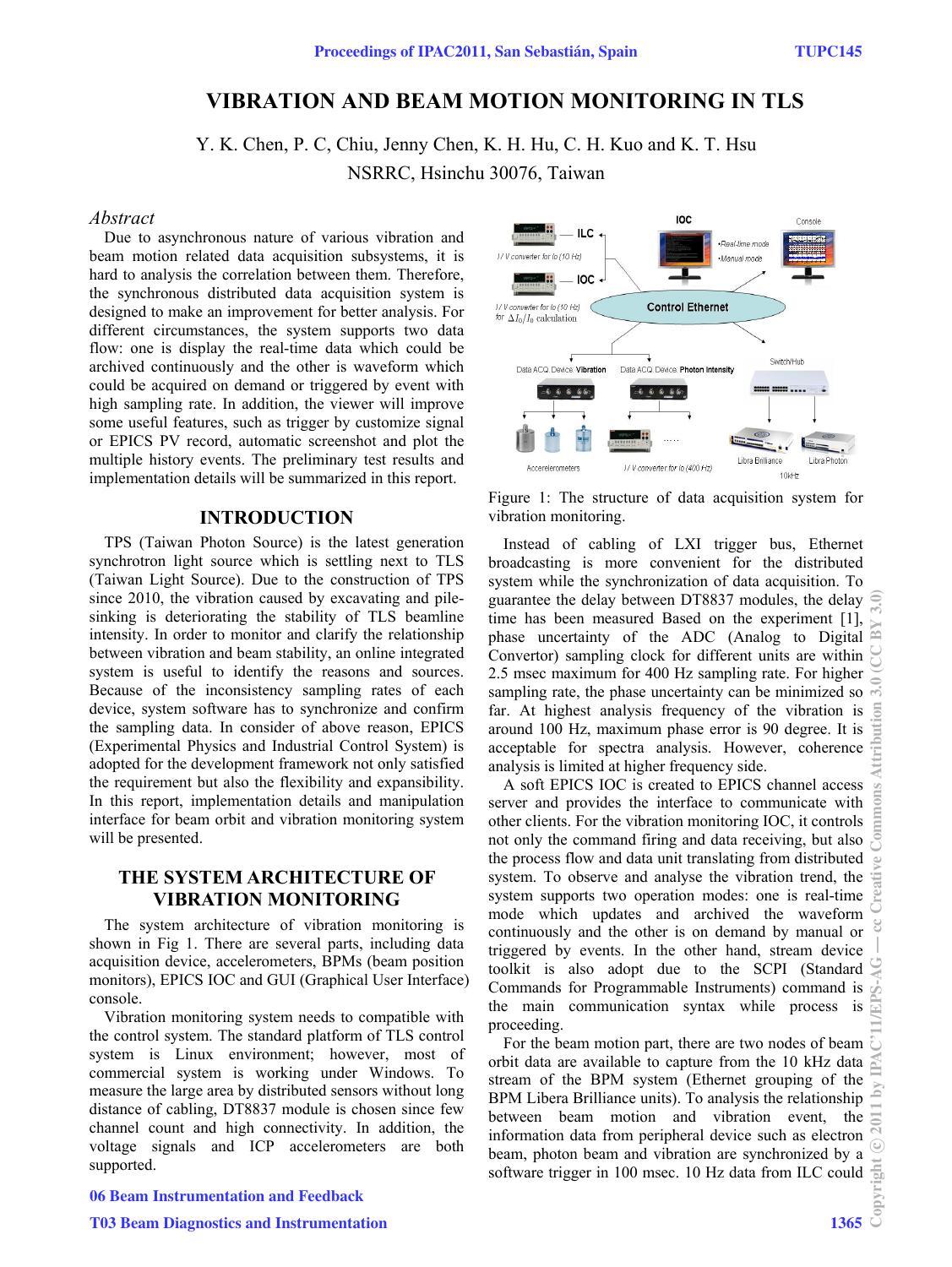# VIBRATION AND BEAM MOTION MONITORING IN TLS

Y. K. Chen, P. C, Chiu, Jenny Chen, K. H. Hu, C. H. Kuo and K. T. Hsu
NSRRC, Hsinchu 30076, Taiwan

## *Abstract*

Due to asynchronous nature of various vibration and beam motion related data acquisition subsystems, it is hard to analysis the correlation between them. Therefore, the synchronous distributed data acquisition system is designed to make an improvement for better analysis. For different circumstances, the system supports two data flow: one is display the real-time data which could be archived continuously and the other is waveform which could be acquired on demand or triggered by event with high sampling rate. In addition, the viewer will improve some useful features, such as trigger by customize signal or EPICS PV record, automatic screenshot and plot the multiple history events. The preliminary test results and implementation details will be summarized in this report.

## INTRODUCTION

TPS (Taiwan Photon Source) is the latest generation synchrotron light source which is settling next to TLS (Taiwan Light Source). Due to the construction of TPS since 2010, the vibration caused by excavating and pile-sinking is deteriorating the stability of TLS beamline intensity. In order to monitor and clarify the relationship between vibration and beam stability, an online integrated system is useful to identify the reasons and sources. Because of the inconsistency sampling rates of each device, system software has to synchronize and confirm the sampling data. In consider of above reason, EPICS (Experimental Physics and Industrial Control System) is adopted for the development framework not only satisfied the requirement but also the flexibility and expansibility. In this report, implementation details and manipulation interface for beam orbit and vibration monitoring system will be presented.

## THE SYSTEM ARCHITECTURE OF VIBRATION MONITORING

The system architecture of vibration monitoring is shown in Fig 1. There are several parts, including data acquisition device, accelerometers, BPMs (beam position monitors), EPICS IOC and GUI (Graphical User Interface) console.

Vibration monitoring system needs to compatible with the control system. The standard platform of TLS control system is Linux environment; however, most of commercial system is working under Windows. To measure the large area by distributed sensors without long distance of cabling, DT8837 module is chosen since few channel count and high connectivity. In addition, the voltage signals and ICP accelerometers are both supported.

Figure 1: The structure of data acquisition system for vibration monitoring.

Instead of cabling of LXI trigger bus, Ethernet broadcasting is more convenient for the distributed system while the synchronization of data acquisition. To guarantee the delay between DT8837 modules, the delay time has been measured Based on the experiment [1], phase uncertainty of the ADC (Analog to Digital Convertor) sampling clock for different units are within 2.5 msec maximum for 400 Hz sampling rate. For higher sampling rate, the phase uncertainty can be minimized so far. At highest analysis frequency of the vibration is around 100 Hz, maximum phase error is 90 degree. It is acceptable for spectra analysis. However, coherence analysis is limited at higher frequency side.

A soft EPICS IOC is created to EPICS channel access server and provides the interface to communicate with other clients. For the vibration monitoring IOC, it controls not only the command firing and data receiving, but also the process flow and data unit translating from distributed system. To observe and analyse the vibration trend, the system supports two operation modes: one is real-time mode which updates and archived the waveform continuously and the other is on demand by manual or triggered by events. In the other hand, stream device toolkit is also adopt due to the SCPI (Standard Commands for Programmable Instruments) command is the main communication syntax while process is proceeding.

For the beam motion part, there are two nodes of beam orbit data are available to capture from the 10 kHz data stream of the BPM system (Ethernet grouping of the BPM Libera Brilliance units). To analysis the relationship between beam motion and vibration event, the information data from peripheral device such as electron beam, photon beam and vibration are synchronized by a software trigger in 100 msec. 10 Hz data from ILC could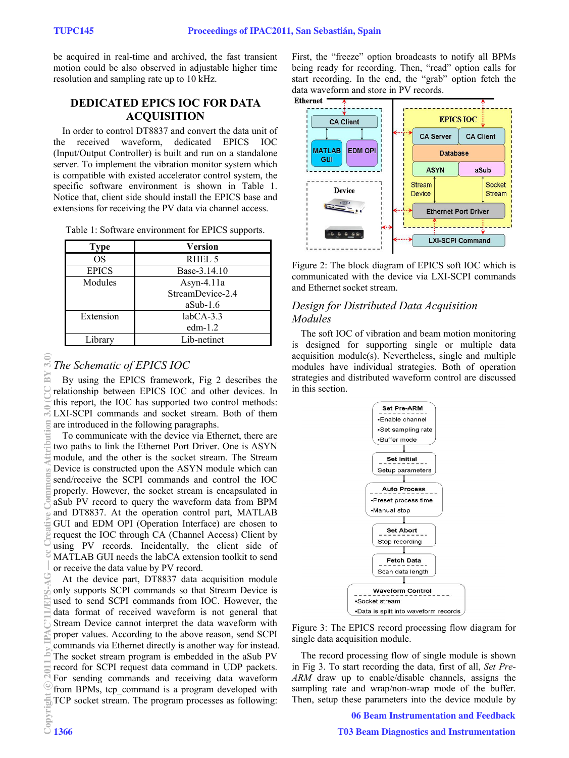be acquired in real-time and archived, the fast transient motion could be also observed in adjustable higher time resolution and sampling rate up to 10 kHz.

## DEDICATED EPICS IOC FOR DATA ACQUISITION

In order to control DT8837 and convert the data unit of the received waveform, dedicated EPICS IOC (Input/Output Controller) is built and run on a standalone server. To implement the vibration monitor system which is compatible with existed accelerator control system, the specific software environment is shown in Table 1. Notice that, client side should install the EPICS base and extensions for receiving the PV data via channel access.

Table 1: Software environment for EPICS supports.

| Type | Version |
|---|---|
| OS | RHEL 5 |
| EPICS | Base-3.14.10 |
| Modules | Asyn-4.11a<br>StreamDevice-2.4<br>aSub-1.6 |
| Extension | labCA-3.3<br>edm-1.2 |
| Library | Lib-netinet |

### *The Schematic of EPICS IOC*

By using the EPICS framework, Fig 2 describes the relationship between EPICS IOC and other devices. In this report, the IOC has supported two control methods: LXI-SCPI commands and socket stream. Both of them are introduced in the following paragraphs.

To communicate with the device via Ethernet, there are two paths to link the Ethernet Port Driver. One is ASYN module, and the other is the socket stream. The Stream Device is constructed upon the ASYN module which can send/receive the SCPI commands and control the IOC properly. However, the socket stream is encapsulated in aSub PV record to query the waveform data from BPM and DT8837. At the operation control part, MATLAB GUI and EDM OPI (Operation Interface) are chosen to request the IOC through CA (Channel Access) Client by using PV records. Incidentally, the client side of MATLAB GUI needs the labCA extension toolkit to send or receive the data value by PV record.

At the device part, DT8837 data acquisition module only supports SCPI commands so that Stream Device is used to send SCPI commands from IOC. However, the data format of received waveform is not general that Stream Device cannot interpret the data waveform with proper values. According to the above reason, send SCPI commands via Ethernet directly is another way for instead. The socket stream program is embedded in the aSub PV record for SCPI request data command in UDP packets. For sending commands and receiving data waveform from BPMs, tcp_command is a program developed with TCP socket stream. The program processes as following: First, the "freeze" option broadcasts to notify all BPMs being ready for recording. Then, "read" option calls for start recording. In the end, the "grab" option fetch the data waveform and store in PV records.

Figure 2: The block diagram of EPICS soft IOC which is communicated with the device via LXI-SCPI commands and Ethernet socket stream.

### *Design for Distributed Data Acquisition Modules*

The soft IOC of vibration and beam motion monitoring is designed for supporting single or multiple data acquisition module(s). Nevertheless, single and multiple modules have individual strategies. Both of operation strategies and distributed waveform control are discussed in this section.

Figure 3: The EPICS record processing flow diagram for single data acquisition module.

The record processing flow of single module is shown in Fig 3. To start recording the data, first of all, *Set Pre-ARM* draw up to enable/disable channels, assigns the sampling rate and wrap/non-wrap mode of the buffer. Then, setup these parameters into the device module by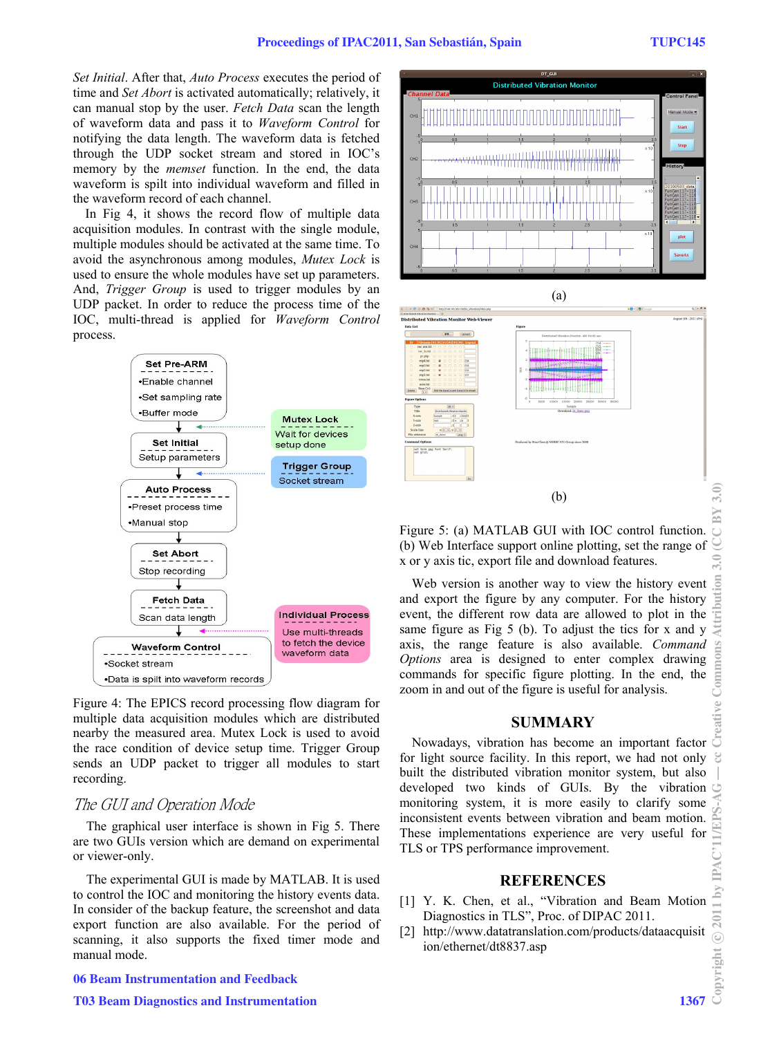*Set Initial*. After that, *Auto Process* executes the period of time and *Set Abort* is activated automatically; relatively, it can manual stop by the user. *Fetch Data* scan the length of waveform data and pass it to *Waveform Control* for notifying the data length. The waveform data is fetched through the UDP socket stream and stored in IOC's memory by the *memset* function. In the end, the data waveform is spilt into individual waveform and filled in the waveform record of each channel.

In Fig 4, it shows the record flow of multiple data acquisition modules. In contrast with the single module, multiple modules should be activated at the same time. To avoid the asynchronous among modules, *Mutex Lock* is used to ensure the whole modules have set up parameters. And, *Trigger Group* is used to trigger modules by an UDP packet. In order to reduce the process time of the IOC, multi-thread is applied for *Waveform Control* process.

Set Pre-ARM
•Enable channel
•Set sampling rate
•Buffer mode

Set Initial
Setup parameters

Auto Process
•Preset process time
•Manual stop

Set Abort
Stop recording

Fetch Data
Scan data length

Waveform Control
•Socket stream
•Data is spilt into waveform records

Mutex Lock
Wait for devices setup done

Trigger Group
Socket stream

Individual Process
Use multi-threads to fetch the device waveform data

Figure 4: The EPICS record processing flow diagram for multiple data acquisition modules which are distributed nearby the measured area. Mutex Lock is used to avoid the race condition of device setup time. Trigger Group sends an UDP packet to trigger all modules to start recording.

### The GUI and Operation Mode

The graphical user interface is shown in Fig 5. There are two GUIs version which are demand on experimental or viewer-only.

The experimental GUI is made by MATLAB. It is used to control the IOC and monitoring the history events data. In consider of the backup feature, the screenshot and data export function are also available. For the period of scanning, it also supports the fixed timer mode and manual mode.

(a)

(b)

Figure 5: (a) MATLAB GUI with IOC control function. (b) Web Interface support online plotting, set the range of x or y axis tic, export file and download features.

Web version is another way to view the history event and export the figure by any computer. For the history event, the different row data are allowed to plot in the same figure as Fig 5 (b). To adjust the tics for x and y axis, the range feature is also available. *Command Options* area is designed to enter complex drawing commands for specific figure plotting. In the end, the zoom in and out of the figure is useful for analysis.

## SUMMARY

Nowadays, vibration has become an important factor for light source facility. In this report, we had not only built the distributed vibration monitor system, but also developed two kinds of GUIs. By the vibration monitoring system, it is more easily to clarify some inconsistent events between vibration and beam motion. These implementations experience are very useful for TLS or TPS performance improvement.

## REFERENCES

[1] Y. K. Chen, et al., "Vibration and Beam Motion Diagnostics in TLS", Proc. of DIPAC 2011.

[2] http://www.datatranslation.com/products/dataacquisition/ethernet/dt8837.asp